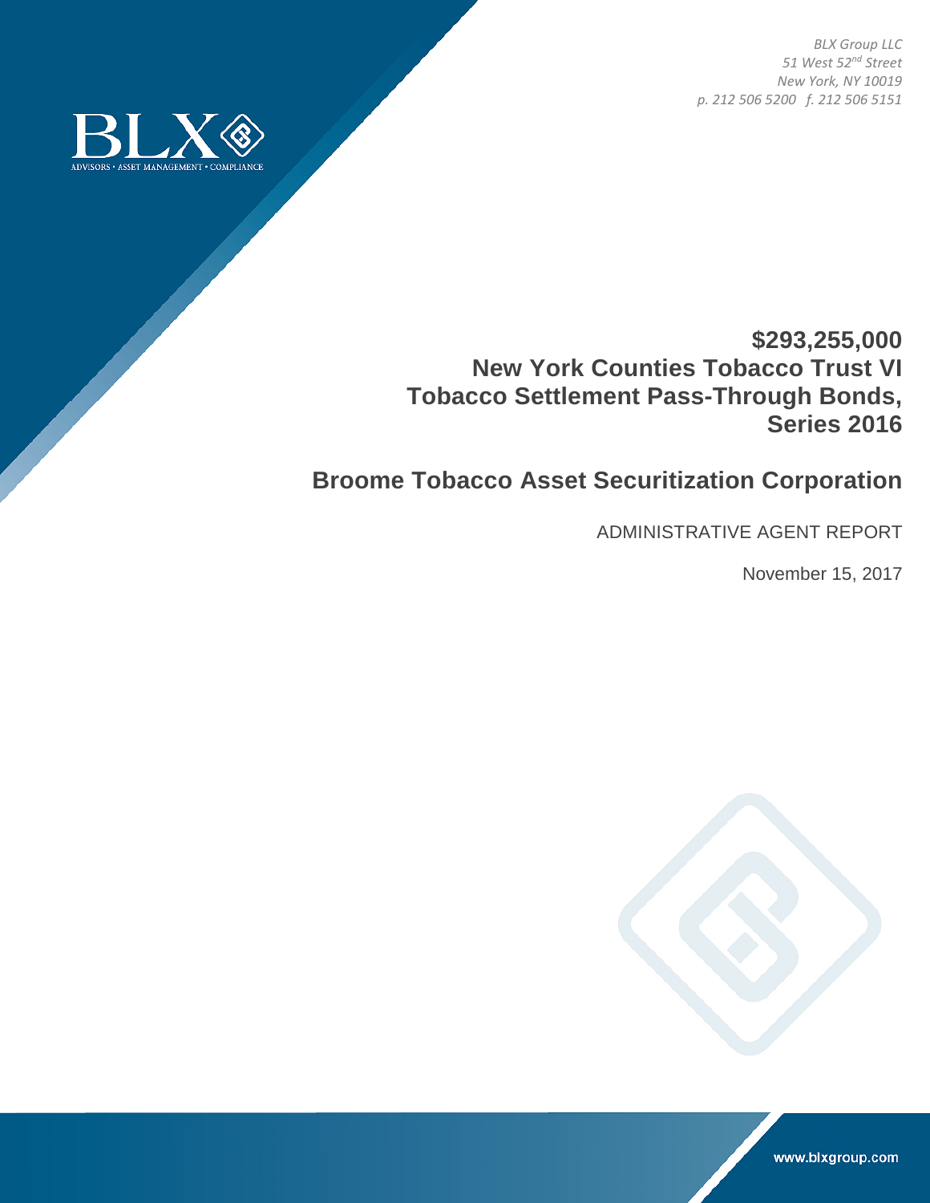*BLX Group LLC*
*51 West 52nd Street*
*New York, NY 10019*
*p. 212 506 5200 f. 212 506 5151*

BLX
ADVISORS • ASSET MANAGEMENT • COMPLIANCE

# $293,255,000
# New York Counties Tobacco Trust VI
# Tobacco Settlement Pass-Through Bonds, Series 2016

## Broome Tobacco Asset Securitization Corporation

ADMINISTRATIVE AGENT REPORT

November 15, 2017

www.blxgroup.com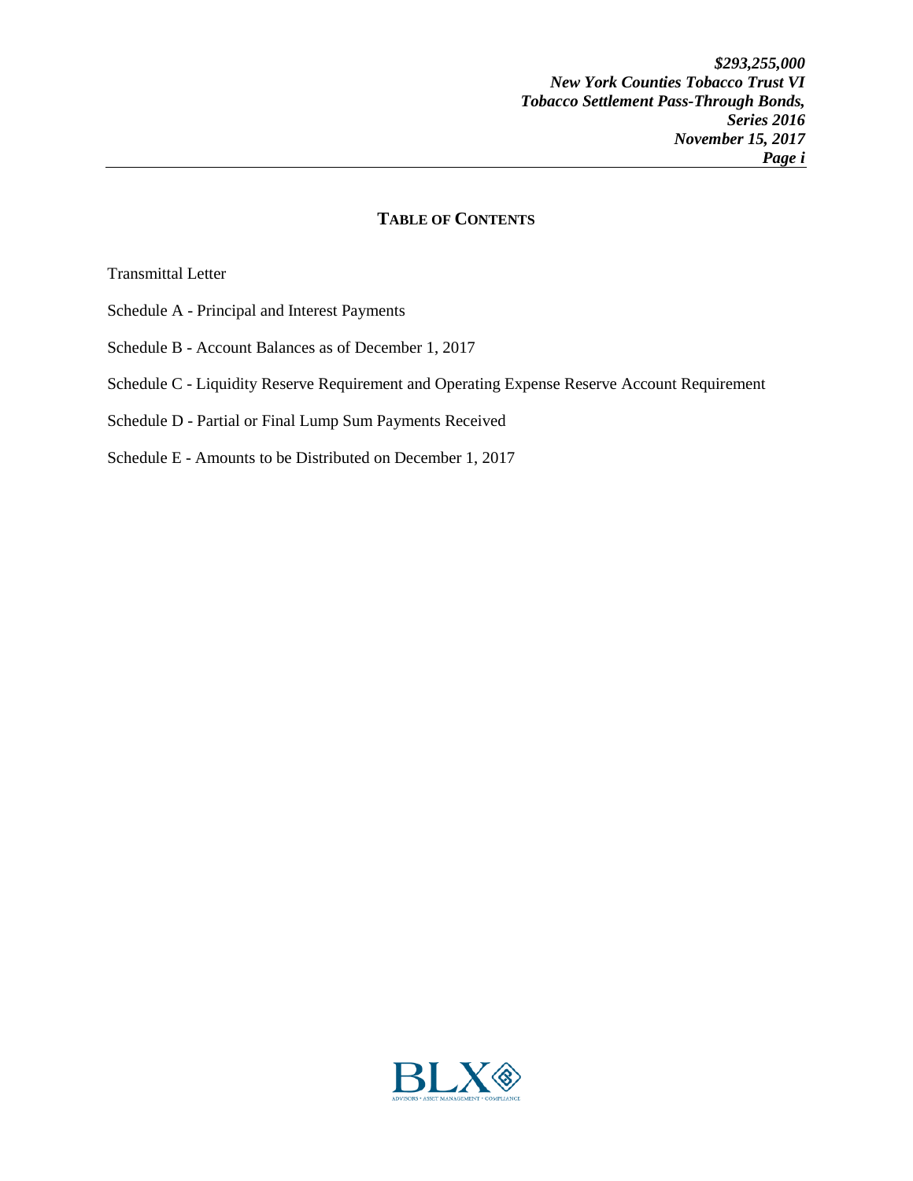## TABLE OF CONTENTS

Transmittal Letter

Schedule A - Principal and Interest Payments

Schedule B - Account Balances as of December 1, 2017

Schedule C - Liquidity Reserve Requirement and Operating Expense Reserve Account Requirement

Schedule D - Partial or Final Lump Sum Payments Received

Schedule E - Amounts to be Distributed on December 1, 2017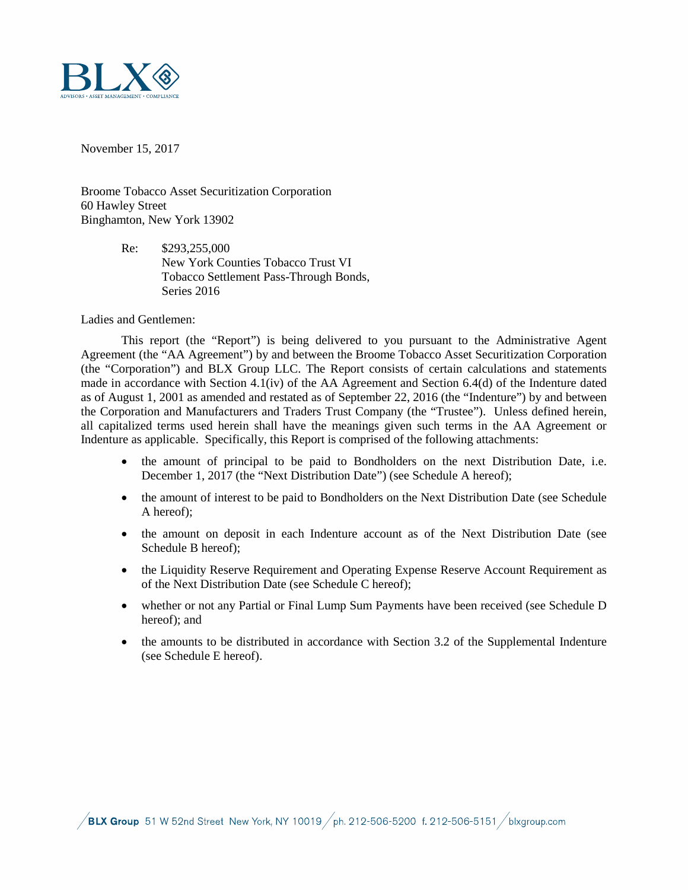BLX

ADVISORS • ASSET MANAGEMENT • COMPLIANCE

November 15, 2017

Broome Tobacco Asset Securitization Corporation
60 Hawley Street
Binghamton, New York 13902

Re: $293,255,000
New York Counties Tobacco Trust VI
Tobacco Settlement Pass-Through Bonds,
Series 2016

Ladies and Gentlemen:

This report (the "Report") is being delivered to you pursuant to the Administrative Agent Agreement (the "AA Agreement") by and between the Broome Tobacco Asset Securitization Corporation (the "Corporation") and BLX Group LLC. The Report consists of certain calculations and statements made in accordance with Section 4.1(iv) of the AA Agreement and Section 6.4(d) of the Indenture dated as of August 1, 2001 as amended and restated as of September 22, 2016 (the "Indenture") by and between the Corporation and Manufacturers and Traders Trust Company (the "Trustee"). Unless defined herein, all capitalized terms used herein shall have the meanings given such terms in the AA Agreement or Indenture as applicable. Specifically, this Report is comprised of the following attachments:

- the amount of principal to be paid to Bondholders on the next Distribution Date, i.e. December 1, 2017 (the "Next Distribution Date") (see Schedule A hereof);
- the amount of interest to be paid to Bondholders on the Next Distribution Date (see Schedule A hereof);
- the amount on deposit in each Indenture account as of the Next Distribution Date (see Schedule B hereof);
- the Liquidity Reserve Requirement and Operating Expense Reserve Account Requirement as of the Next Distribution Date (see Schedule C hereof);
- whether or not any Partial or Final Lump Sum Payments have been received (see Schedule D hereof); and
- the amounts to be distributed in accordance with Section 3.2 of the Supplemental Indenture (see Schedule E hereof).

BLX Group 51 W 52nd Street New York, NY 10019 / ph. 212-506-5200 f. 212-506-5151 / blxgroup.com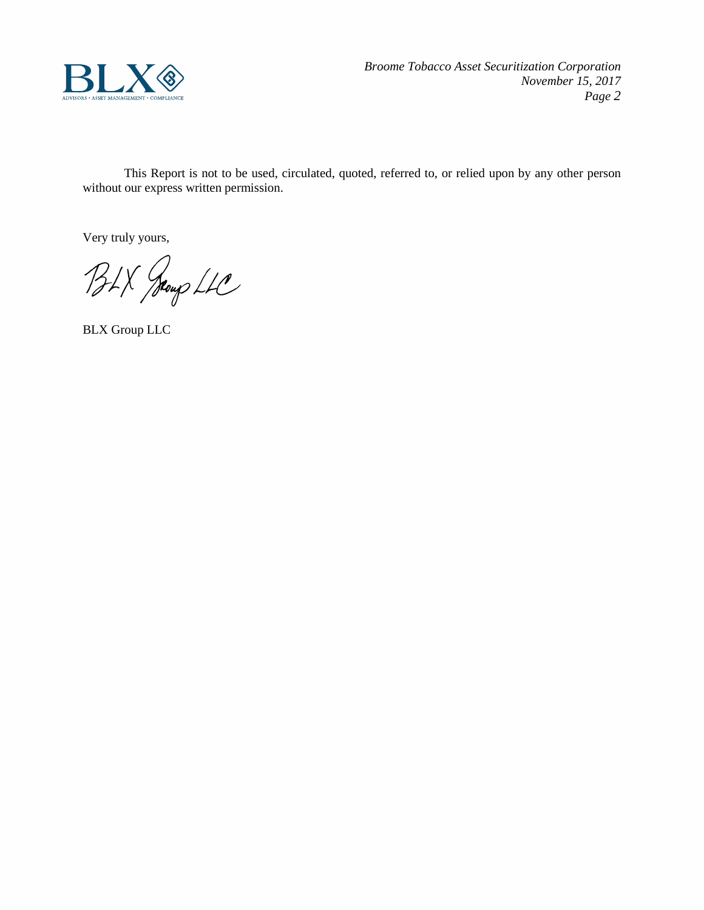This Report is not to be used, circulated, quoted, referred to, or relied upon by any other person without our express written permission.

Very truly yours,

BLX Group LLC

BLX Group LLC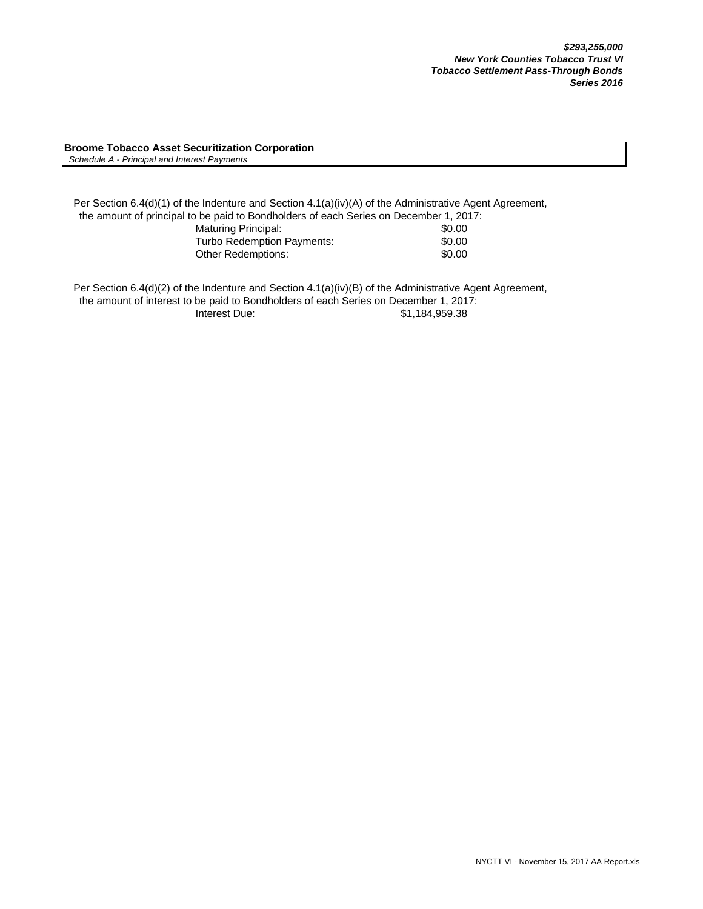***$293,255,000***
***New York Counties Tobacco Trust VI***
***Tobacco Settlement Pass-Through Bonds***
***Series 2016***

**Broome Tobacco Asset Securitization Corporation**
*Schedule A - Principal and Interest Payments*

Per Section 6.4(d)(1) of the Indenture and Section 4.1(a)(iv)(A) of the Administrative Agent Agreement, the amount of principal to be paid to Bondholders of each Series on December 1, 2017:

| | |
|---|---|
| Maturing Principal: | $0.00 |
| Turbo Redemption Payments: | $0.00 |
| Other Redemptions: | $0.00 |

Per Section 6.4(d)(2) of the Indenture and Section 4.1(a)(iv)(B) of the Administrative Agent Agreement, the amount of interest to be paid to Bondholders of each Series on December 1, 2017:

| | |
|---|---|
| Interest Due: | $1,184,959.38 |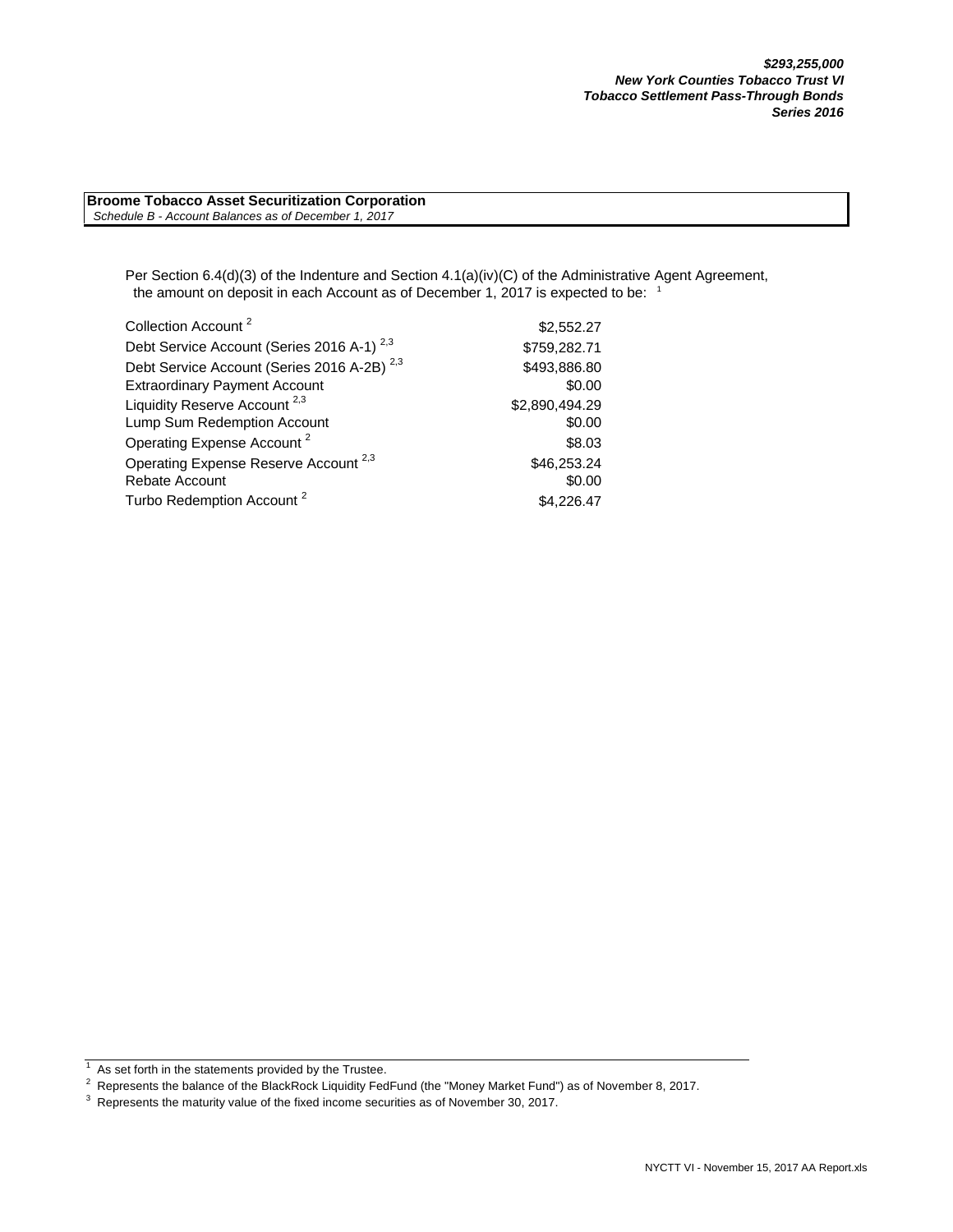***$293,255,000***
***New York Counties Tobacco Trust VI***
***Tobacco Settlement Pass-Through Bonds***
***Series 2016***

**Broome Tobacco Asset Securitization Corporation**
*Schedule B - Account Balances as of December 1, 2017*

Per Section 6.4(d)(3) of the Indenture and Section 4.1(a)(iv)(C) of the Administrative Agent Agreement, the amount on deposit in each Account as of December 1, 2017 is expected to be: [1]

| | |
|---|---|
| Collection Account [2] | $2,552.27 |
| Debt Service Account (Series 2016 A-1) [2,3] | $759,282.71 |
| Debt Service Account (Series 2016 A-2B) [2,3] | $493,886.80 |
| Extraordinary Payment Account | $0.00 |
| Liquidity Reserve Account [2,3] | $2,890,494.29 |
| Lump Sum Redemption Account | $0.00 |
| Operating Expense Account [2] | $8.03 |
| Operating Expense Reserve Account [2,3] | $46,253.24 |
| Rebate Account | $0.00 |
| Turbo Redemption Account [2] | $4,226.47 |

[1] As set forth in the statements provided by the Trustee.

[2] Represents the balance of the BlackRock Liquidity FedFund (the "Money Market Fund") as of November 8, 2017.

[3] Represents the maturity value of the fixed income securities as of November 30, 2017.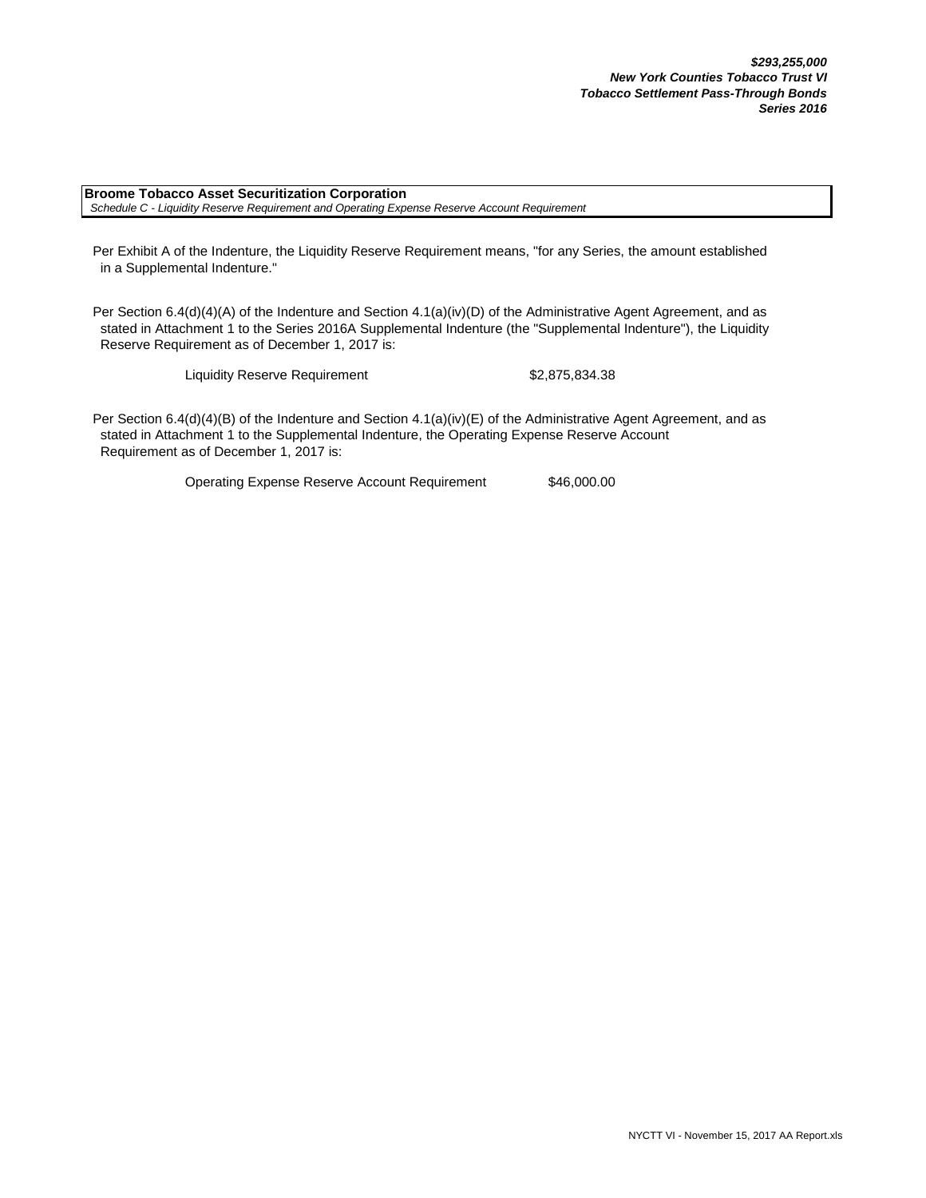***$293,255,000***
***New York Counties Tobacco Trust VI***
***Tobacco Settlement Pass-Through Bonds***
***Series 2016***

**Broome Tobacco Asset Securitization Corporation**
*Schedule C - Liquidity Reserve Requirement and Operating Expense Reserve Account Requirement*

Per Exhibit A of the Indenture, the Liquidity Reserve Requirement means, "for any Series, the amount established in a Supplemental Indenture."

Per Section 6.4(d)(4)(A) of the Indenture and Section 4.1(a)(iv)(D) of the Administrative Agent Agreement, and as stated in Attachment 1 to the Series 2016A Supplemental Indenture (the "Supplemental Indenture"), the Liquidity Reserve Requirement as of December 1, 2017 is:

| | |
|---|---|
| Liquidity Reserve Requirement | $2,875,834.38 |

Per Section 6.4(d)(4)(B) of the Indenture and Section 4.1(a)(iv)(E) of the Administrative Agent Agreement, and as stated in Attachment 1 to the Supplemental Indenture, the Operating Expense Reserve Account Requirement as of December 1, 2017 is:

| | |
|---|---|
| Operating Expense Reserve Account Requirement | $46,000.00 |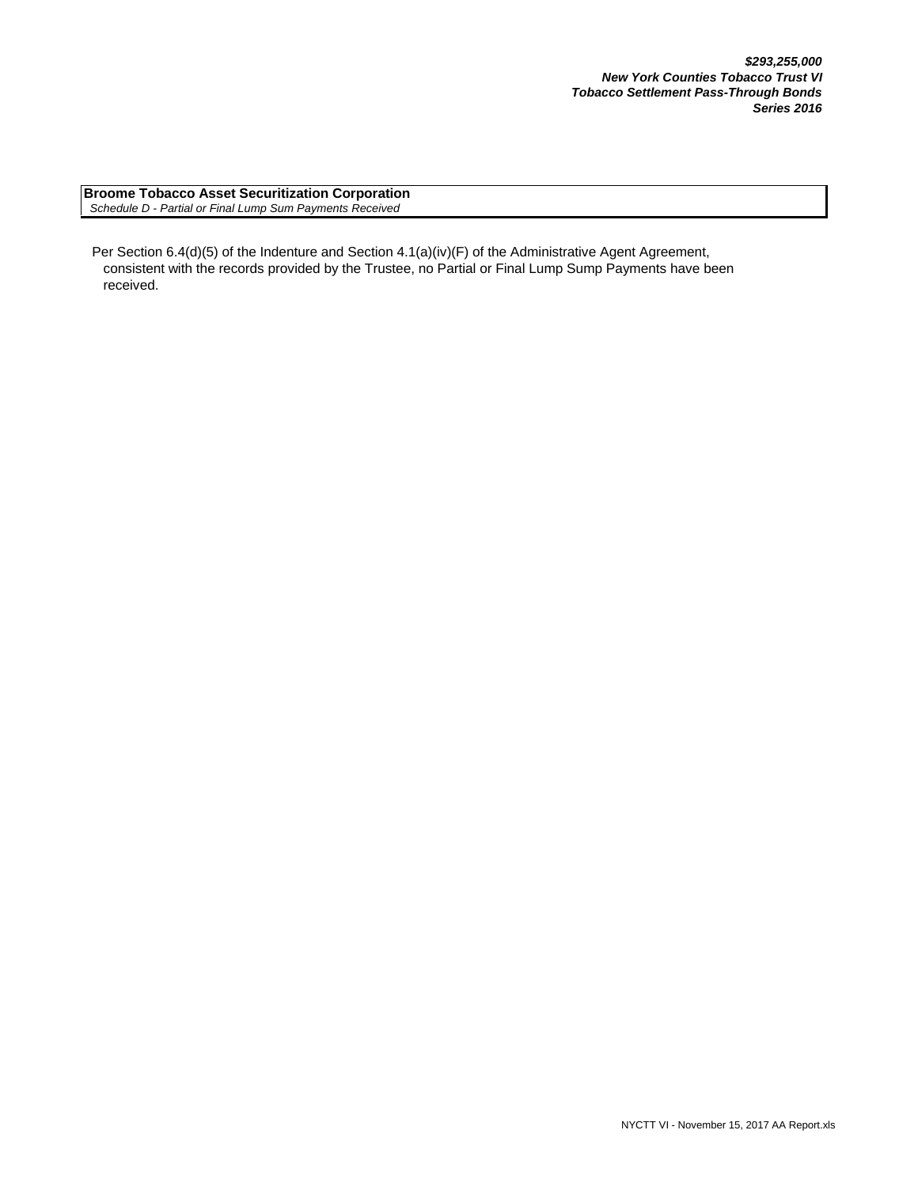***$293,255,000***
***New York Counties Tobacco Trust VI***
***Tobacco Settlement Pass-Through Bonds***
***Series 2016***

**Broome Tobacco Asset Securitization Corporation**
*Schedule D - Partial or Final Lump Sum Payments Received*

Per Section 6.4(d)(5) of the Indenture and Section 4.1(a)(iv)(F) of the Administrative Agent Agreement, consistent with the records provided by the Trustee, no Partial or Final Lump Sump Payments have been received.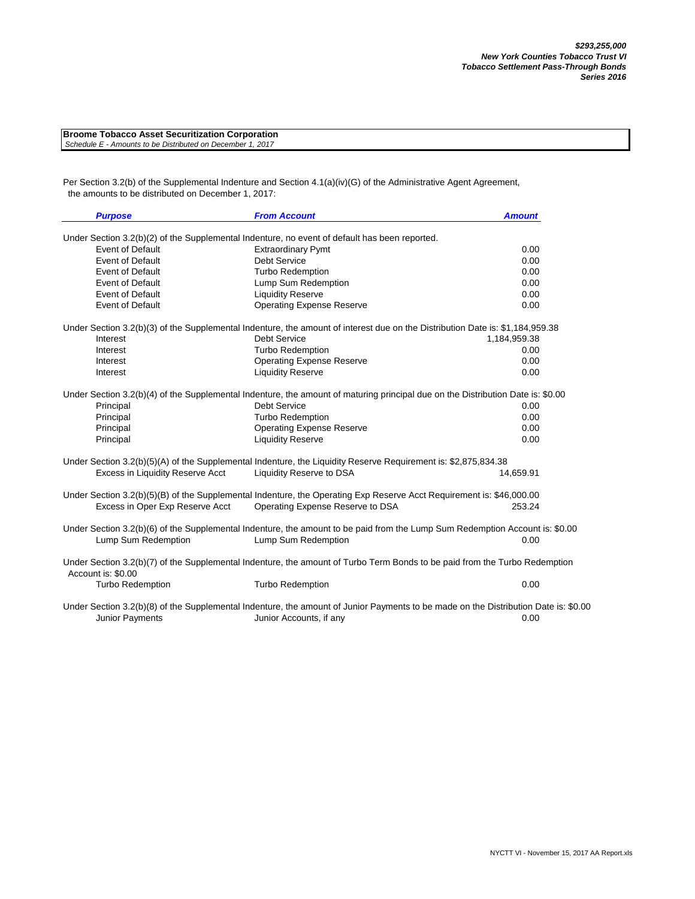**$293,255,000**
***New York Counties Tobacco Trust VI***
***Tobacco Settlement Pass-Through Bonds***
***Series 2016***

**Broome Tobacco Asset Securitization Corporation**
*Schedule E - Amounts to be Distributed on December 1, 2017*

Per Section 3.2(b) of the Supplemental Indenture and Section 4.1(a)(iv)(G) of the Administrative Agent Agreement, the amounts to be distributed on December 1, 2017:

| *Purpose* | *From Account* | *Amount* |
|---|---|---|
| Under Section 3.2(b)(2) of the Supplemental Indenture, no event of default has been reported. | | |
| Event of Default | Extraordinary Pymt | 0.00 |
| Event of Default | Debt Service | 0.00 |
| Event of Default | Turbo Redemption | 0.00 |
| Event of Default | Lump Sum Redemption | 0.00 |
| Event of Default | Liquidity Reserve | 0.00 |
| Event of Default | Operating Expense Reserve | 0.00 |
| Under Section 3.2(b)(3) of the Supplemental Indenture, the amount of interest due on the Distribution Date is: $1,184,959.38 | | |
| Interest | Debt Service | 1,184,959.38 |
| Interest | Turbo Redemption | 0.00 |
| Interest | Operating Expense Reserve | 0.00 |
| Interest | Liquidity Reserve | 0.00 |
| Under Section 3.2(b)(4) of the Supplemental Indenture, the amount of maturing principal due on the Distribution Date is: $0.00 | | |
| Principal | Debt Service | 0.00 |
| Principal | Turbo Redemption | 0.00 |
| Principal | Operating Expense Reserve | 0.00 |
| Principal | Liquidity Reserve | 0.00 |
| Under Section 3.2(b)(5)(A) of the Supplemental Indenture, the Liquidity Reserve Requirement is: $2,875,834.38 | | |
| Excess in Liquidity Reserve Acct | Liquidity Reserve to DSA | 14,659.91 |
| Under Section 3.2(b)(5)(B) of the Supplemental Indenture, the Operating Exp Reserve Acct Requirement is: $46,000.00 | | |
| Excess in Oper Exp Reserve Acct | Operating Expense Reserve to DSA | 253.24 |
| Under Section 3.2(b)(6) of the Supplemental Indenture, the amount to be paid from the Lump Sum Redemption Account is: $0.00 | | |
| Lump Sum Redemption | Lump Sum Redemption | 0.00 |
| Under Section 3.2(b)(7) of the Supplemental Indenture, the amount of Turbo Term Bonds to be paid from the Turbo Redemption Account is: $0.00 | | |
| Turbo Redemption | Turbo Redemption | 0.00 |
| Under Section 3.2(b)(8) of the Supplemental Indenture, the amount of Junior Payments to be made on the Distribution Date is: $0.00 | | |
| Junior Payments | Junior Accounts, if any | 0.00 |

NYCTT VI - November 15, 2017 AA Report.xls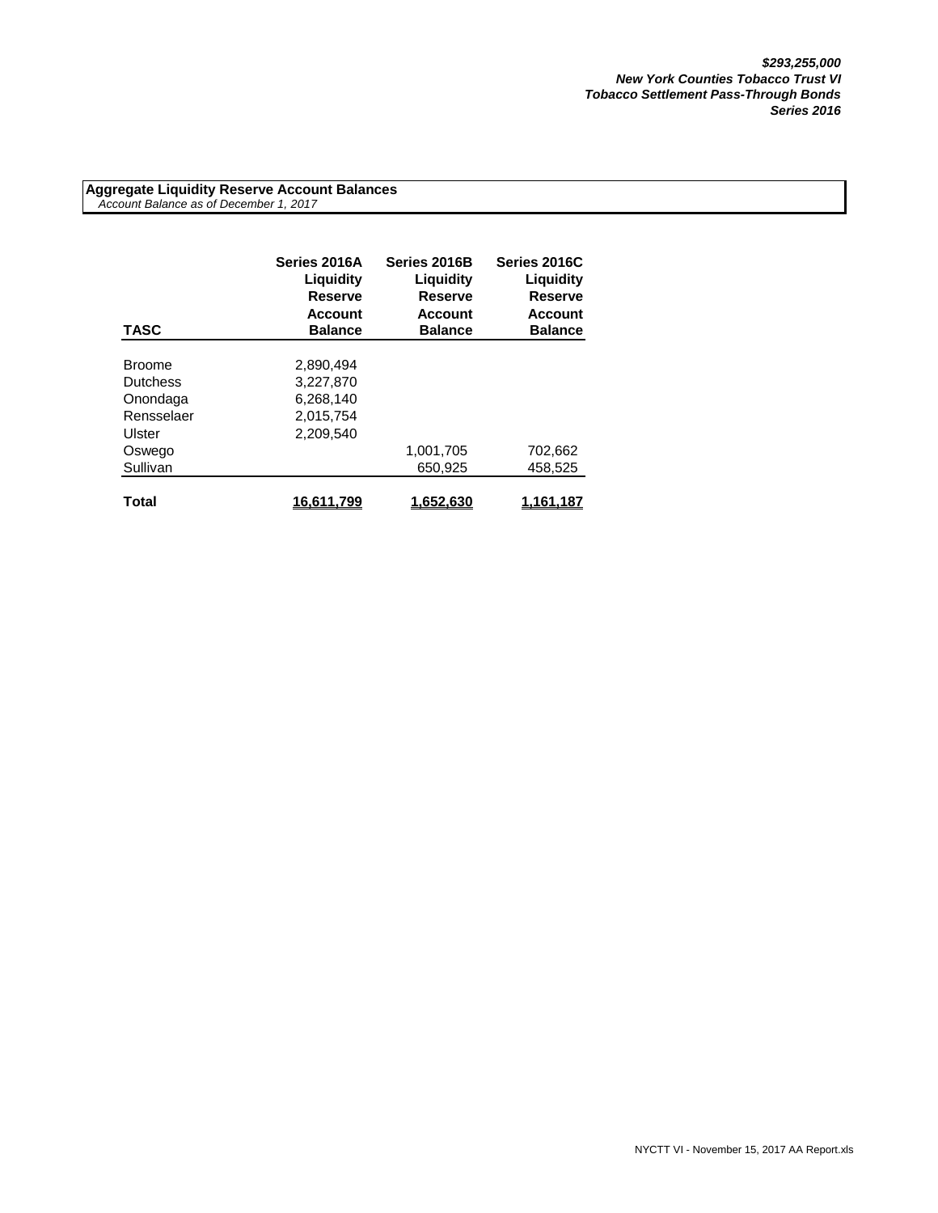***$293,255,000***
***New York Counties Tobacco Trust VI***
***Tobacco Settlement Pass-Through Bonds***
***Series 2016***

**Aggregate Liquidity Reserve Account Balances**
*Account Balance as of December 1, 2017*

| TASC | Series 2016A Liquidity Reserve Account Balance | Series 2016B Liquidity Reserve Account Balance | Series 2016C Liquidity Reserve Account Balance |
|---|---|---|---|
| Broome | 2,890,494 | | |
| Dutchess | 3,227,870 | | |
| Onondaga | 6,268,140 | | |
| Rensselaer | 2,015,754 | | |
| Ulster | 2,209,540 | | |
| Oswego | | 1,001,705 | 702,662 |
| Sullivan | | 650,925 | 458,525 |
| **Total** | **16,611,799** | **1,652,630** | **1,161,187** |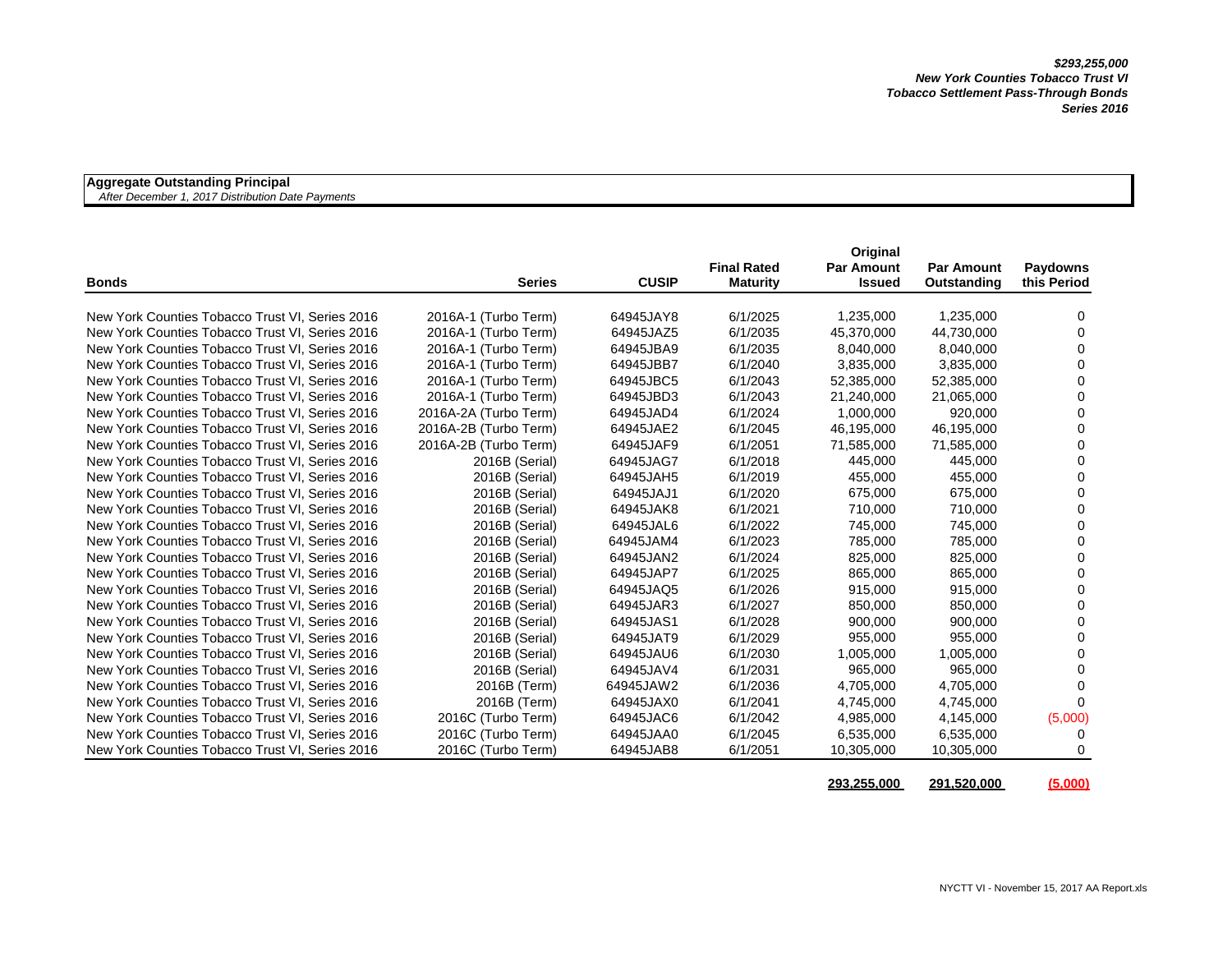***$293,255,000***
***New York Counties Tobacco Trust VI***
***Tobacco Settlement Pass-Through Bonds***
***Series 2016***

**Aggregate Outstanding Principal**
*After December 1, 2017 Distribution Date Payments*

| **Bonds** | **Series** | **CUSIP** | **Final Rated Maturity** | **Original Par Amount Issued** | **Par Amount Outstanding** | **Paydowns this Period** |
|---|---|---|---|---|---|---|
| New York Counties Tobacco Trust VI, Series 2016 | 2016A-1 (Turbo Term) | 64945JAY8 | 6/1/2025 | 1,235,000 | 1,235,000 | 0 |
| New York Counties Tobacco Trust VI, Series 2016 | 2016A-1 (Turbo Term) | 64945JAZ5 | 6/1/2035 | 45,370,000 | 44,730,000 | 0 |
| New York Counties Tobacco Trust VI, Series 2016 | 2016A-1 (Turbo Term) | 64945JBA9 | 6/1/2035 | 8,040,000 | 8,040,000 | 0 |
| New York Counties Tobacco Trust VI, Series 2016 | 2016A-1 (Turbo Term) | 64945JBB7 | 6/1/2040 | 3,835,000 | 3,835,000 | 0 |
| New York Counties Tobacco Trust VI, Series 2016 | 2016A-1 (Turbo Term) | 64945JBC5 | 6/1/2043 | 52,385,000 | 52,385,000 | 0 |
| New York Counties Tobacco Trust VI, Series 2016 | 2016A-1 (Turbo Term) | 64945JBD3 | 6/1/2043 | 21,240,000 | 21,065,000 | 0 |
| New York Counties Tobacco Trust VI, Series 2016 | 2016A-2A (Turbo Term) | 64945JAD4 | 6/1/2024 | 1,000,000 | 920,000 | 0 |
| New York Counties Tobacco Trust VI, Series 2016 | 2016A-2B (Turbo Term) | 64945JAE2 | 6/1/2045 | 46,195,000 | 46,195,000 | 0 |
| New York Counties Tobacco Trust VI, Series 2016 | 2016A-2B (Turbo Term) | 64945JAF9 | 6/1/2051 | 71,585,000 | 71,585,000 | 0 |
| New York Counties Tobacco Trust VI, Series 2016 | 2016B (Serial) | 64945JAG7 | 6/1/2018 | 445,000 | 445,000 | 0 |
| New York Counties Tobacco Trust VI, Series 2016 | 2016B (Serial) | 64945JAH5 | 6/1/2019 | 455,000 | 455,000 | 0 |
| New York Counties Tobacco Trust VI, Series 2016 | 2016B (Serial) | 64945JAJ1 | 6/1/2020 | 675,000 | 675,000 | 0 |
| New York Counties Tobacco Trust VI, Series 2016 | 2016B (Serial) | 64945JAK8 | 6/1/2021 | 710,000 | 710,000 | 0 |
| New York Counties Tobacco Trust VI, Series 2016 | 2016B (Serial) | 64945JAL6 | 6/1/2022 | 745,000 | 745,000 | 0 |
| New York Counties Tobacco Trust VI, Series 2016 | 2016B (Serial) | 64945JAM4 | 6/1/2023 | 785,000 | 785,000 | 0 |
| New York Counties Tobacco Trust VI, Series 2016 | 2016B (Serial) | 64945JAN2 | 6/1/2024 | 825,000 | 825,000 | 0 |
| New York Counties Tobacco Trust VI, Series 2016 | 2016B (Serial) | 64945JAP7 | 6/1/2025 | 865,000 | 865,000 | 0 |
| New York Counties Tobacco Trust VI, Series 2016 | 2016B (Serial) | 64945JAQ5 | 6/1/2026 | 915,000 | 915,000 | 0 |
| New York Counties Tobacco Trust VI, Series 2016 | 2016B (Serial) | 64945JAR3 | 6/1/2027 | 850,000 | 850,000 | 0 |
| New York Counties Tobacco Trust VI, Series 2016 | 2016B (Serial) | 64945JAS1 | 6/1/2028 | 900,000 | 900,000 | 0 |
| New York Counties Tobacco Trust VI, Series 2016 | 2016B (Serial) | 64945JAT9 | 6/1/2029 | 955,000 | 955,000 | 0 |
| New York Counties Tobacco Trust VI, Series 2016 | 2016B (Serial) | 64945JAU6 | 6/1/2030 | 1,005,000 | 1,005,000 | 0 |
| New York Counties Tobacco Trust VI, Series 2016 | 2016B (Serial) | 64945JAV4 | 6/1/2031 | 965,000 | 965,000 | 0 |
| New York Counties Tobacco Trust VI, Series 2016 | 2016B (Term) | 64945JAW2 | 6/1/2036 | 4,705,000 | 4,705,000 | 0 |
| New York Counties Tobacco Trust VI, Series 2016 | 2016B (Term) | 64945JAX0 | 6/1/2041 | 4,745,000 | 4,745,000 | 0 |
| New York Counties Tobacco Trust VI, Series 2016 | 2016C (Turbo Term) | 64945JAC6 | 6/1/2042 | 4,985,000 | 4,145,000 | (5,000) |
| New York Counties Tobacco Trust VI, Series 2016 | 2016C (Turbo Term) | 64945JAA0 | 6/1/2045 | 6,535,000 | 6,535,000 | 0 |
| New York Counties Tobacco Trust VI, Series 2016 | 2016C (Turbo Term) | 64945JAB8 | 6/1/2051 | 10,305,000 | 10,305,000 | 0 |
| | | | | **293,255,000** | **291,520,000** | **(5,000)** |